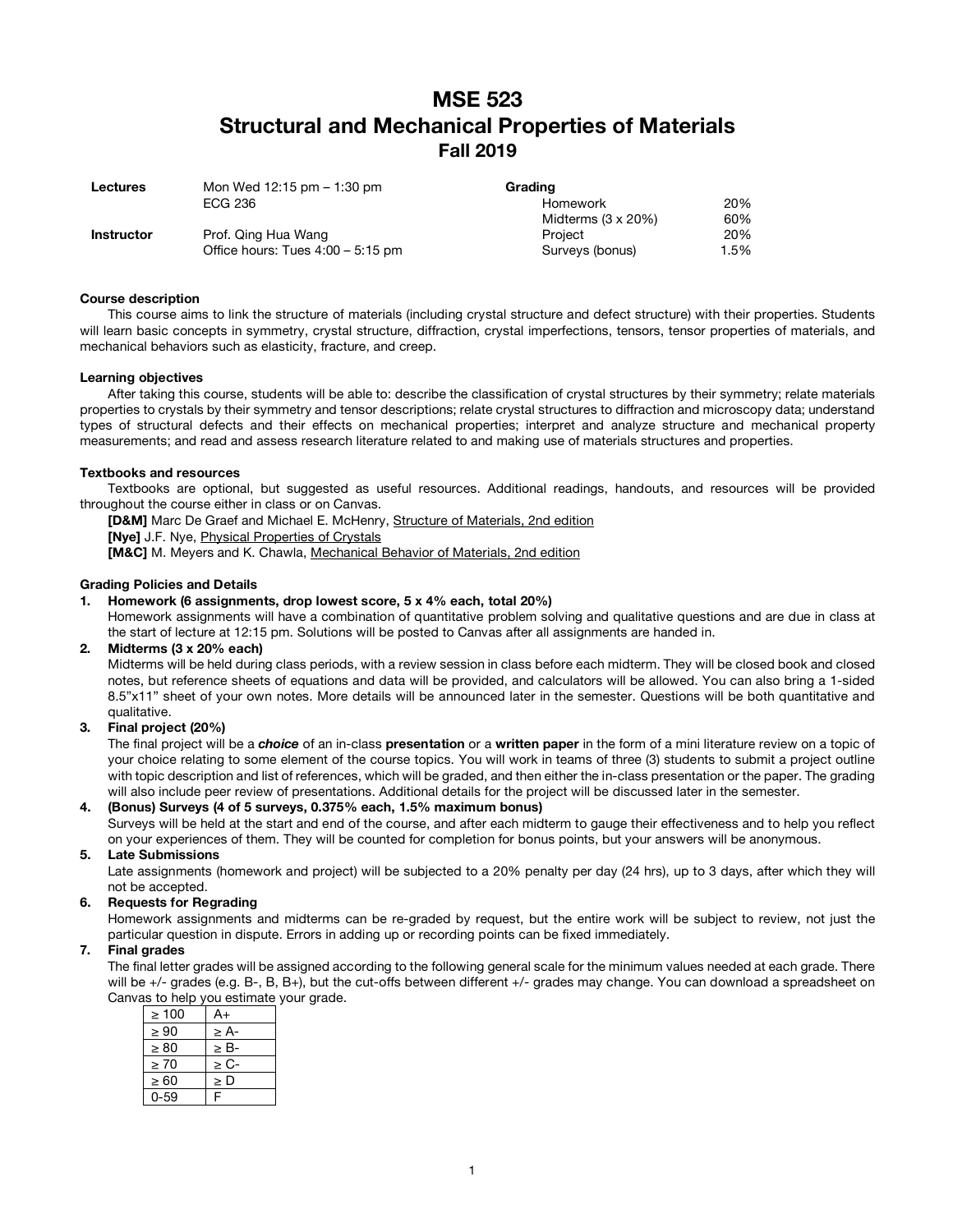# MSE 523
# Structural and Mechanical Properties of Materials
## Fall 2019

| | | | |
|---|---|---|---|
| **Lectures** | Mon Wed 12:15 pm – 1:30 pm | **Grading** | |
| | ECG 236 | Homework | 20% |
| | | Midterms (3 x 20%) | 60% |
| **Instructor** | Prof. Qing Hua Wang | Project | 20% |
| | Office hours: Tues 4:00 – 5:15 pm | Surveys (bonus) | 1.5% |

**Course description**

This course aims to link the structure of materials (including crystal structure and defect structure) with their properties. Students will learn basic concepts in symmetry, crystal structure, diffraction, crystal imperfections, tensors, tensor properties of materials, and mechanical behaviors such as elasticity, fracture, and creep.

**Learning objectives**

After taking this course, students will be able to: describe the classification of crystal structures by their symmetry; relate materials properties to crystals by their symmetry and tensor descriptions; relate crystal structures to diffraction and microscopy data; understand types of structural defects and their effects on mechanical properties; interpret and analyze structure and mechanical property measurements; and read and assess research literature related to and making use of materials structures and properties.

**Textbooks and resources**

Textbooks are optional, but suggested as useful resources. Additional readings, handouts, and resources will be provided throughout the course either in class or on Canvas.

**[D&M]** Marc De Graef and Michael E. McHenry, Structure of Materials, 2nd edition
**[Nye]** J.F. Nye, Physical Properties of Crystals
**[M&C]** M. Meyers and K. Chawla, Mechanical Behavior of Materials, 2nd edition

**Grading Policies and Details**

1. **Homework (6 assignments, drop lowest score, 5 x 4% each, total 20%)**
   Homework assignments will have a combination of quantitative problem solving and qualitative questions and are due in class at the start of lecture at 12:15 pm. Solutions will be posted to Canvas after all assignments are handed in.
2. **Midterms (3 x 20% each)**
   Midterms will be held during class periods, with a review session in class before each midterm. They will be closed book and closed notes, but reference sheets of equations and data will be provided, and calculators will be allowed. You can also bring a 1-sided 8.5"x11" sheet of your own notes. More details will be announced later in the semester. Questions will be both quantitative and qualitative.
3. **Final project (20%)**
   The final project will be a ***choice*** of an in-class **presentation** or a **written paper** in the form of a mini literature review on a topic of your choice relating to some element of the course topics. You will work in teams of three (3) students to submit a project outline with topic description and list of references, which will be graded, and then either the in-class presentation or the paper. The grading will also include peer review of presentations. Additional details for the project will be discussed later in the semester.
4. **(Bonus) Surveys (4 of 5 surveys, 0.375% each, 1.5% maximum bonus)**
   Surveys will be held at the start and end of the course, and after each midterm to gauge their effectiveness and to help you reflect on your experiences of them. They will be counted for completion for bonus points, but your answers will be anonymous.
5. **Late Submissions**
   Late assignments (homework and project) will be subjected to a 20% penalty per day (24 hrs), up to 3 days, after which they will not be accepted.
6. **Requests for Regrading**
   Homework assignments and midterms can be re-graded by request, but the entire work will be subject to review, not just the particular question in dispute. Errors in adding up or recording points can be fixed immediately.
7. **Final grades**
   The final letter grades will be assigned according to the following general scale for the minimum values needed at each grade. There will be +/- grades (e.g. B-, B, B+), but the cut-offs between different +/- grades may change. You can download a spreadsheet on Canvas to help you estimate your grade.

| | |
|---|---|
| ≥ 100 | A+ |
| ≥ 90 | ≥ A- |
| ≥ 80 | ≥ B- |
| ≥ 70 | ≥ C- |
| ≥ 60 | ≥ D |
| 0-59 | F |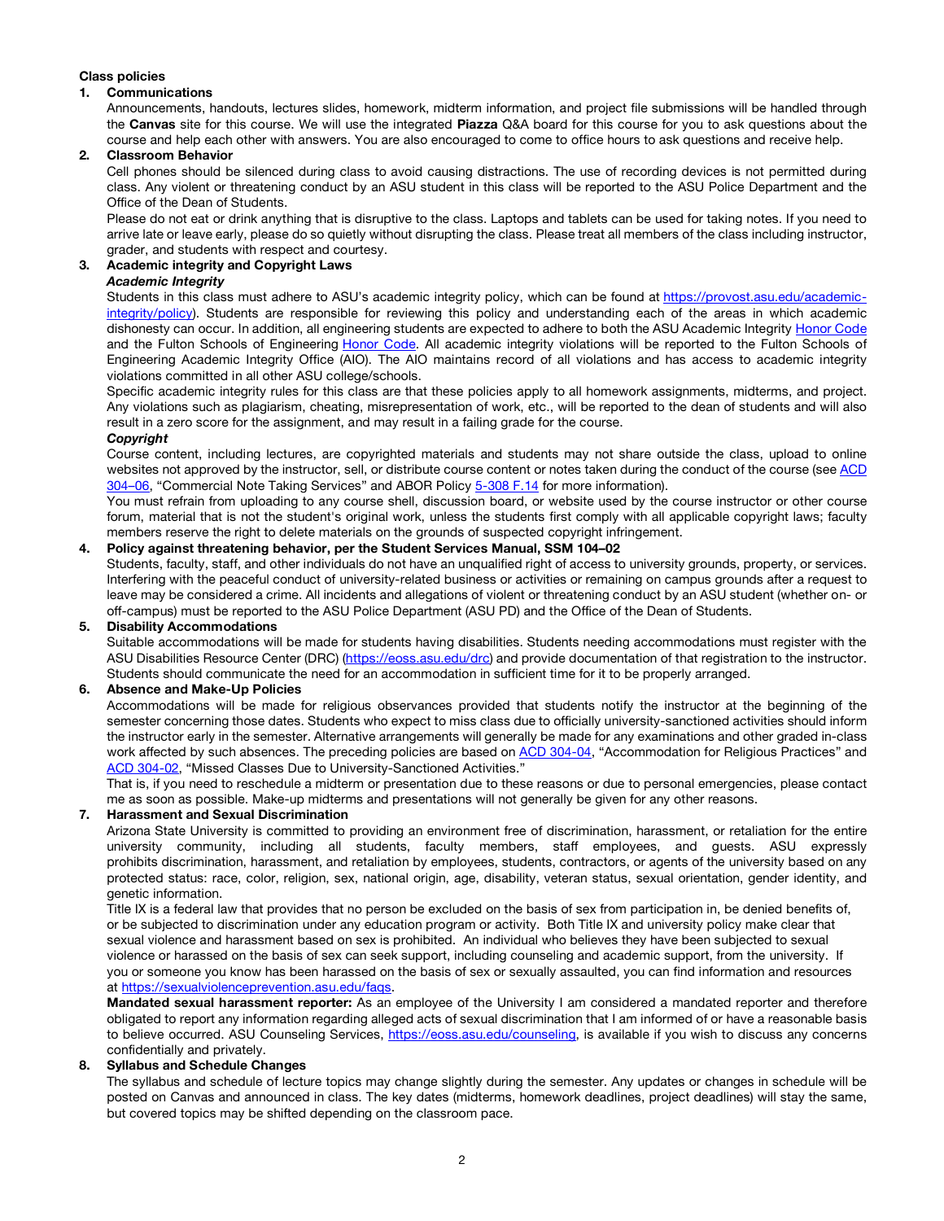**Class policies**

1. **Communications**

   Announcements, handouts, lectures slides, homework, midterm information, and project file submissions will be handled through the **Canvas** site for this course. We will use the integrated **Piazza** Q&A board for this course for you to ask questions about the course and help each other with answers. You are also encouraged to come to office hours to ask questions and receive help.

2. **Classroom Behavior**

   Cell phones should be silenced during class to avoid causing distractions. The use of recording devices is not permitted during class. Any violent or threatening conduct by an ASU student in this class will be reported to the ASU Police Department and the Office of the Dean of Students.

   Please do not eat or drink anything that is disruptive to the class. Laptops and tablets can be used for taking notes. If you need to arrive late or leave early, please do so quietly without disrupting the class. Please treat all members of the class including instructor, grader, and students with respect and courtesy.

3. **Academic integrity and Copyright Laws**

   ***Academic Integrity***

   Students in this class must adhere to ASU's academic integrity policy, which can be found at https://provost.asu.edu/academic-integrity/policy). Students are responsible for reviewing this policy and understanding each of the areas in which academic dishonesty can occur. In addition, all engineering students are expected to adhere to both the ASU Academic Integrity Honor Code and the Fulton Schools of Engineering Honor Code. All academic integrity violations will be reported to the Fulton Schools of Engineering Academic Integrity Office (AIO). The AIO maintains record of all violations and has access to academic integrity violations committed in all other ASU college/schools.

   Specific academic integrity rules for this class are that these policies apply to all homework assignments, midterms, and project. Any violations such as plagiarism, cheating, misrepresentation of work, etc., will be reported to the dean of students and will also result in a zero score for the assignment, and may result in a failing grade for the course.

   ***Copyright***

   Course content, including lectures, are copyrighted materials and students may not share outside the class, upload to online websites not approved by the instructor, sell, or distribute course content or notes taken during the conduct of the course (see ACD 304–06, "Commercial Note Taking Services" and ABOR Policy 5-308 F.14 for more information).

   You must refrain from uploading to any course shell, discussion board, or website used by the course instructor or other course forum, material that is not the student's original work, unless the students first comply with all applicable copyright laws; faculty members reserve the right to delete materials on the grounds of suspected copyright infringement.

4. **Policy against threatening behavior, per the Student Services Manual, SSM 104–02**

   Students, faculty, staff, and other individuals do not have an unqualified right of access to university grounds, property, or services. Interfering with the peaceful conduct of university-related business or activities or remaining on campus grounds after a request to leave may be considered a crime. All incidents and allegations of violent or threatening conduct by an ASU student (whether on- or off-campus) must be reported to the ASU Police Department (ASU PD) and the Office of the Dean of Students.

5. **Disability Accommodations**

   Suitable accommodations will be made for students having disabilities. Students needing accommodations must register with the ASU Disabilities Resource Center (DRC) (https://eoss.asu.edu/drc) and provide documentation of that registration to the instructor. Students should communicate the need for an accommodation in sufficient time for it to be properly arranged.

6. **Absence and Make-Up Policies**

   Accommodations will be made for religious observances provided that students notify the instructor at the beginning of the semester concerning those dates. Students who expect to miss class due to officially university-sanctioned activities should inform the instructor early in the semester. Alternative arrangements will generally be made for any examinations and other graded in-class work affected by such absences. The preceding policies are based on ACD 304-04, "Accommodation for Religious Practices" and ACD 304-02, "Missed Classes Due to University-Sanctioned Activities."

   That is, if you need to reschedule a midterm or presentation due to these reasons or due to personal emergencies, please contact me as soon as possible. Make-up midterms and presentations will not generally be given for any other reasons.

7. **Harassment and Sexual Discrimination**

   Arizona State University is committed to providing an environment free of discrimination, harassment, or retaliation for the entire university community, including all students, faculty members, staff employees, and guests. ASU expressly prohibits discrimination, harassment, and retaliation by employees, students, contractors, or agents of the university based on any protected status: race, color, religion, sex, national origin, age, disability, veteran status, sexual orientation, gender identity, and genetic information.

   Title IX is a federal law that provides that no person be excluded on the basis of sex from participation in, be denied benefits of, or be subjected to discrimination under any education program or activity. Both Title IX and university policy make clear that sexual violence and harassment based on sex is prohibited. An individual who believes they have been subjected to sexual violence or harassed on the basis of sex can seek support, including counseling and academic support, from the university. If you or someone you know has been harassed on the basis of sex or sexually assaulted, you can find information and resources at https://sexualviolenceprevention.asu.edu/faqs.

   **Mandated sexual harassment reporter:** As an employee of the University I am considered a mandated reporter and therefore obligated to report any information regarding alleged acts of sexual discrimination that I am informed of or have a reasonable basis to believe occurred. ASU Counseling Services, https://eoss.asu.edu/counseling, is available if you wish to discuss any concerns confidentially and privately.

8. **Syllabus and Schedule Changes**

   The syllabus and schedule of lecture topics may change slightly during the semester. Any updates or changes in schedule will be posted on Canvas and announced in class. The key dates (midterms, homework deadlines, project deadlines) will stay the same, but covered topics may be shifted depending on the classroom pace.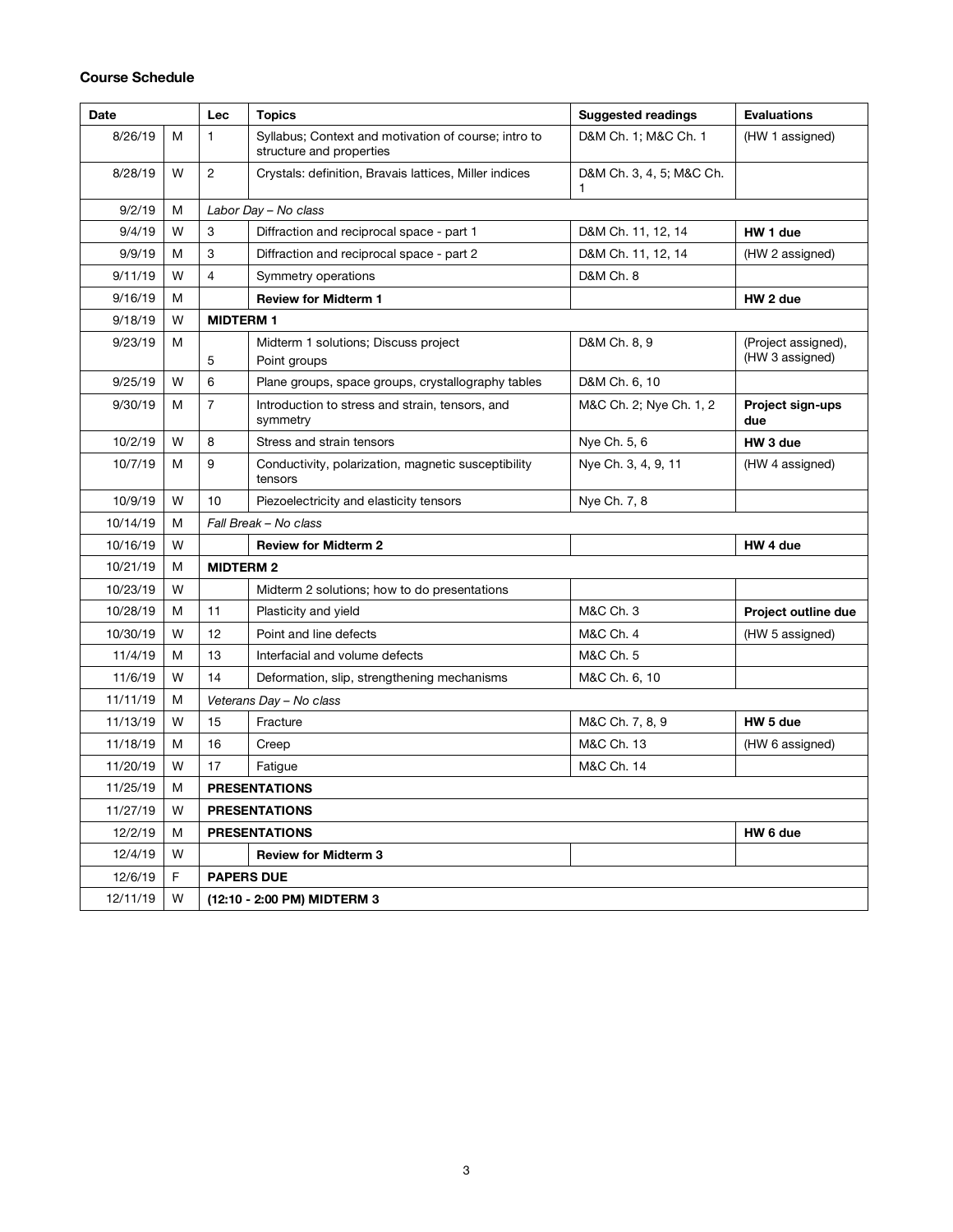**Course Schedule**

| Date | | Lec | Topics | Suggested readings | Evaluations |
|---|---|---|---|---|---|
| 8/26/19 | M | 1 | Syllabus; Context and motivation of course; intro to structure and properties | D&M Ch. 1; M&C Ch. 1 | (HW 1 assigned) |
| 8/28/19 | W | 2 | Crystals: definition, Bravais lattices, Miller indices | D&M Ch. 3, 4, 5; M&C Ch. 1 | |
| 9/2/19 | M | *Labor Day – No class* | | | |
| 9/4/19 | W | 3 | Diffraction and reciprocal space - part 1 | D&M Ch. 11, 12, 14 | **HW 1 due** |
| 9/9/19 | M | 3 | Diffraction and reciprocal space - part 2 | D&M Ch. 11, 12, 14 | (HW 2 assigned) |
| 9/11/19 | W | 4 | Symmetry operations | D&M Ch. 8 | |
| 9/16/19 | M | | **Review for Midterm 1** | | **HW 2 due** |
| 9/18/19 | W | **MIDTERM 1** | | | |
| 9/23/19 | M | 5 | Midterm 1 solutions; Discuss project<br>Point groups | D&M Ch. 8, 9 | (Project assigned), (HW 3 assigned) |
| 9/25/19 | W | 6 | Plane groups, space groups, crystallography tables | D&M Ch. 6, 10 | |
| 9/30/19 | M | 7 | Introduction to stress and strain, tensors, and symmetry | M&C Ch. 2; Nye Ch. 1, 2 | **Project sign-ups due** |
| 10/2/19 | W | 8 | Stress and strain tensors | Nye Ch. 5, 6 | **HW 3 due** |
| 10/7/19 | M | 9 | Conductivity, polarization, magnetic susceptibility tensors | Nye Ch. 3, 4, 9, 11 | (HW 4 assigned) |
| 10/9/19 | W | 10 | Piezoelectricity and elasticity tensors | Nye Ch. 7, 8 | |
| 10/14/19 | M | *Fall Break – No class* | | | |
| 10/16/19 | W | | **Review for Midterm 2** | | **HW 4 due** |
| 10/21/19 | M | **MIDTERM 2** | | | |
| 10/23/19 | W | | Midterm 2 solutions; how to do presentations | | |
| 10/28/19 | M | 11 | Plasticity and yield | M&C Ch. 3 | **Project outline due** |
| 10/30/19 | W | 12 | Point and line defects | M&C Ch. 4 | (HW 5 assigned) |
| 11/4/19 | M | 13 | Interfacial and volume defects | M&C Ch. 5 | |
| 11/6/19 | W | 14 | Deformation, slip, strengthening mechanisms | M&C Ch. 6, 10 | |
| 11/11/19 | M | *Veterans Day – No class* | | | |
| 11/13/19 | W | 15 | Fracture | M&C Ch. 7, 8, 9 | **HW 5 due** |
| 11/18/19 | M | 16 | Creep | M&C Ch. 13 | (HW 6 assigned) |
| 11/20/19 | W | 17 | Fatigue | M&C Ch. 14 | |
| 11/25/19 | M | **PRESENTATIONS** | | | |
| 11/27/19 | W | **PRESENTATIONS** | | | |
| 12/2/19 | M | **PRESENTATIONS** | | | **HW 6 due** |
| 12/4/19 | W | | **Review for Midterm 3** | | |
| 12/6/19 | F | **PAPERS DUE** | | | |
| 12/11/19 | W | **(12:10 - 2:00 PM) MIDTERM 3** | | | |